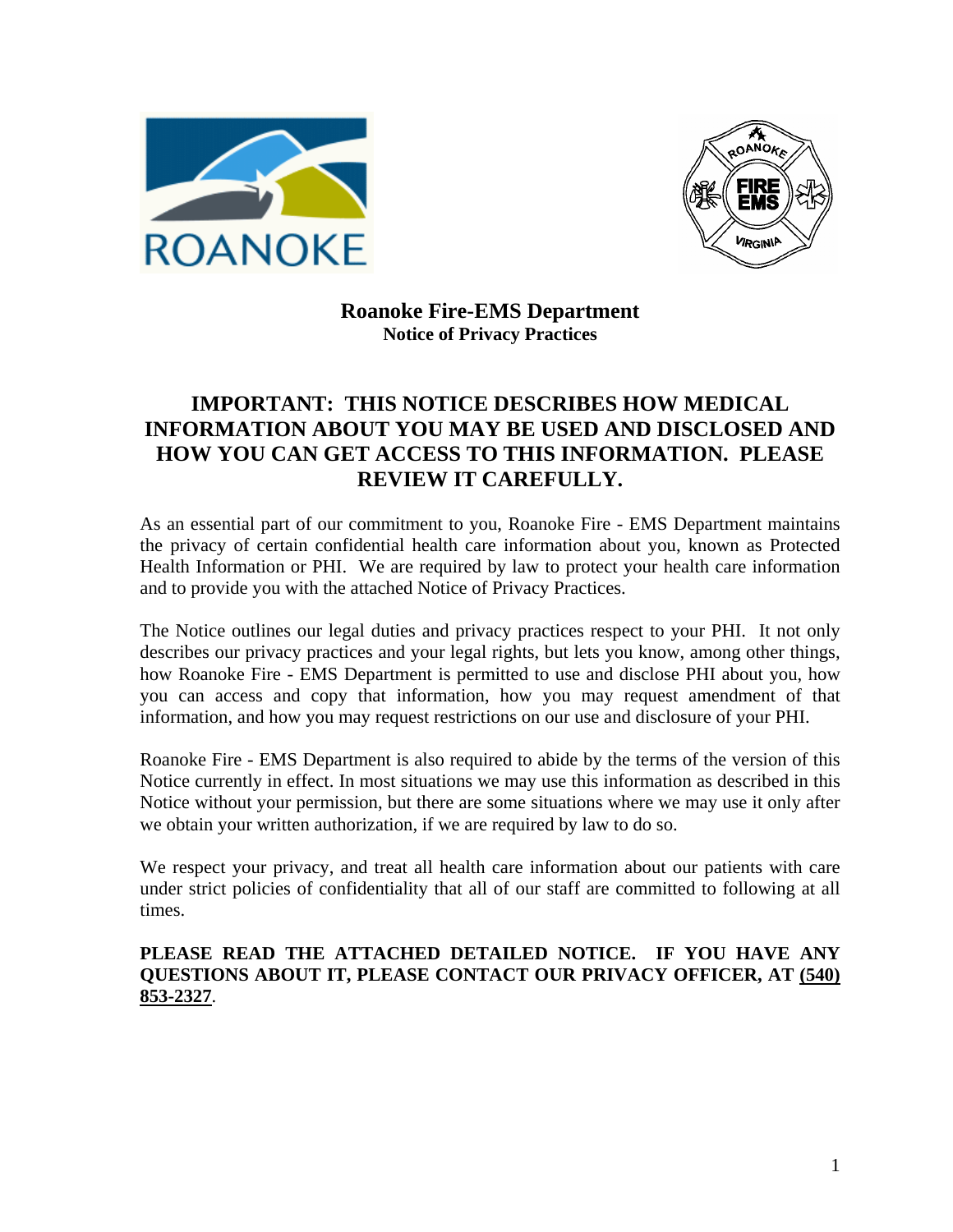# Roanoke Fire-EMS Department

## Notice of Privacy Practices

## IMPORTANT: THIS NOTICE DESCRIBES HOW MEDICAL INFORMATION ABOUT YOU MAY BE USED AND DISCLOSED AND HOW YOU CAN GET ACCESS TO THIS INFORMATION. PLEASE REVIEW IT CAREFULLY.

As an essential part of our commitment to you, Roanoke Fire - EMS Department maintains the privacy of certain confidential health care information about you, known as Protected Health Information or PHI. We are required by law to protect your health care information and to provide you with the attached Notice of Privacy Practices.

The Notice outlines our legal duties and privacy practices respect to your PHI. It not only describes our privacy practices and your legal rights, but lets you know, among other things, how Roanoke Fire - EMS Department is permitted to use and disclose PHI about you, how you can access and copy that information, how you may request amendment of that information, and how you may request restrictions on our use and disclosure of your PHI.

Roanoke Fire - EMS Department is also required to abide by the terms of the version of this Notice currently in effect. In most situations we may use this information as described in this Notice without your permission, but there are some situations where we may use it only after we obtain your written authorization, if we are required by law to do so.

We respect your privacy, and treat all health care information about our patients with care under strict policies of confidentiality that all of our staff are committed to following at all times.

**PLEASE READ THE ATTACHED DETAILED NOTICE. IF YOU HAVE ANY QUESTIONS ABOUT IT, PLEASE CONTACT OUR PRIVACY OFFICER, AT (540) 853-2327.**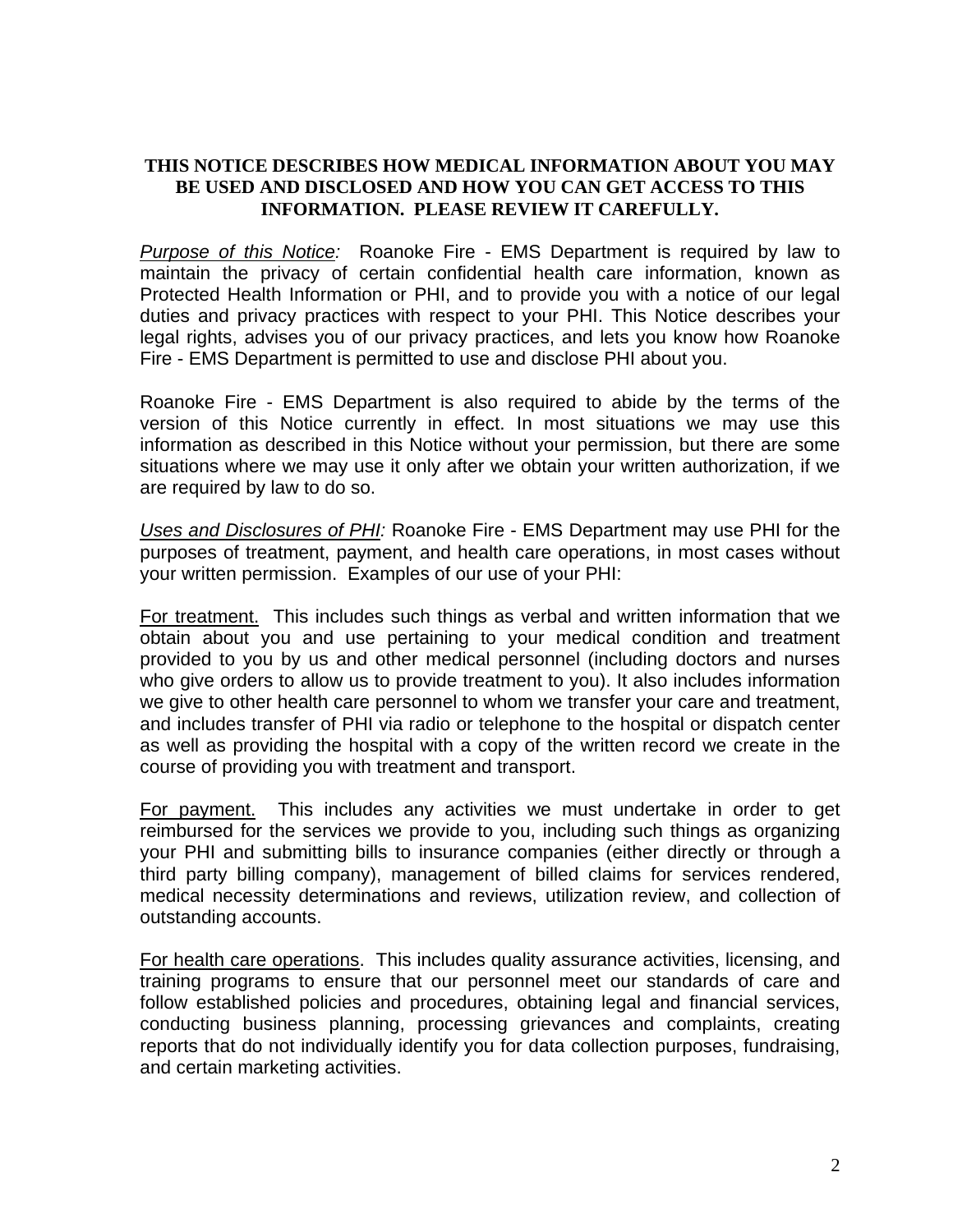**THIS NOTICE DESCRIBES HOW MEDICAL INFORMATION ABOUT YOU MAY BE USED AND DISCLOSED AND HOW YOU CAN GET ACCESS TO THIS INFORMATION. PLEASE REVIEW IT CAREFULLY.**

*Purpose of this Notice:* Roanoke Fire - EMS Department is required by law to maintain the privacy of certain confidential health care information, known as Protected Health Information or PHI, and to provide you with a notice of our legal duties and privacy practices with respect to your PHI. This Notice describes your legal rights, advises you of our privacy practices, and lets you know how Roanoke Fire - EMS Department is permitted to use and disclose PHI about you.

Roanoke Fire - EMS Department is also required to abide by the terms of the version of this Notice currently in effect. In most situations we may use this information as described in this Notice without your permission, but there are some situations where we may use it only after we obtain your written authorization, if we are required by law to do so.

*Uses and Disclosures of PHI:* Roanoke Fire - EMS Department may use PHI for the purposes of treatment, payment, and health care operations, in most cases without your written permission. Examples of our use of your PHI:

For treatment. This includes such things as verbal and written information that we obtain about you and use pertaining to your medical condition and treatment provided to you by us and other medical personnel (including doctors and nurses who give orders to allow us to provide treatment to you). It also includes information we give to other health care personnel to whom we transfer your care and treatment, and includes transfer of PHI via radio or telephone to the hospital or dispatch center as well as providing the hospital with a copy of the written record we create in the course of providing you with treatment and transport.

For payment. This includes any activities we must undertake in order to get reimbursed for the services we provide to you, including such things as organizing your PHI and submitting bills to insurance companies (either directly or through a third party billing company), management of billed claims for services rendered, medical necessity determinations and reviews, utilization review, and collection of outstanding accounts.

For health care operations. This includes quality assurance activities, licensing, and training programs to ensure that our personnel meet our standards of care and follow established policies and procedures, obtaining legal and financial services, conducting business planning, processing grievances and complaints, creating reports that do not individually identify you for data collection purposes, fundraising, and certain marketing activities.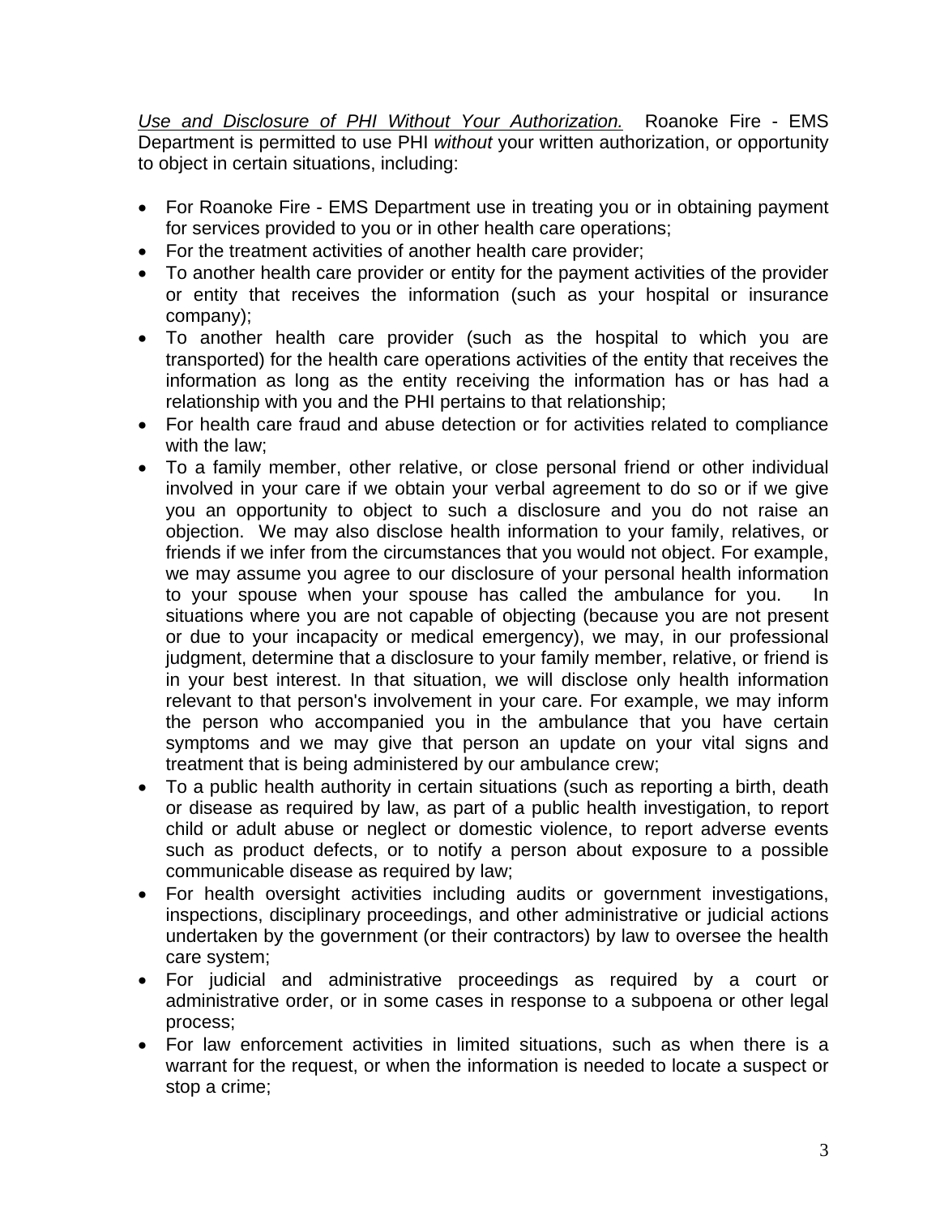*Use and Disclosure of PHI Without Your Authorization.* Roanoke Fire - EMS Department is permitted to use PHI *without* your written authorization, or opportunity to object in certain situations, including:

- For Roanoke Fire - EMS Department use in treating you or in obtaining payment for services provided to you or in other health care operations;
- For the treatment activities of another health care provider;
- To another health care provider or entity for the payment activities of the provider or entity that receives the information (such as your hospital or insurance company);
- To another health care provider (such as the hospital to which you are transported) for the health care operations activities of the entity that receives the information as long as the entity receiving the information has or has had a relationship with you and the PHI pertains to that relationship;
- For health care fraud and abuse detection or for activities related to compliance with the law;
- To a family member, other relative, or close personal friend or other individual involved in your care if we obtain your verbal agreement to do so or if we give you an opportunity to object to such a disclosure and you do not raise an objection. We may also disclose health information to your family, relatives, or friends if we infer from the circumstances that you would not object. For example, we may assume you agree to our disclosure of your personal health information to your spouse when your spouse has called the ambulance for you. In situations where you are not capable of objecting (because you are not present or due to your incapacity or medical emergency), we may, in our professional judgment, determine that a disclosure to your family member, relative, or friend is in your best interest. In that situation, we will disclose only health information relevant to that person's involvement in your care. For example, we may inform the person who accompanied you in the ambulance that you have certain symptoms and we may give that person an update on your vital signs and treatment that is being administered by our ambulance crew;
- To a public health authority in certain situations (such as reporting a birth, death or disease as required by law, as part of a public health investigation, to report child or adult abuse or neglect or domestic violence, to report adverse events such as product defects, or to notify a person about exposure to a possible communicable disease as required by law;
- For health oversight activities including audits or government investigations, inspections, disciplinary proceedings, and other administrative or judicial actions undertaken by the government (or their contractors) by law to oversee the health care system;
- For judicial and administrative proceedings as required by a court or administrative order, or in some cases in response to a subpoena or other legal process;
- For law enforcement activities in limited situations, such as when there is a warrant for the request, or when the information is needed to locate a suspect or stop a crime;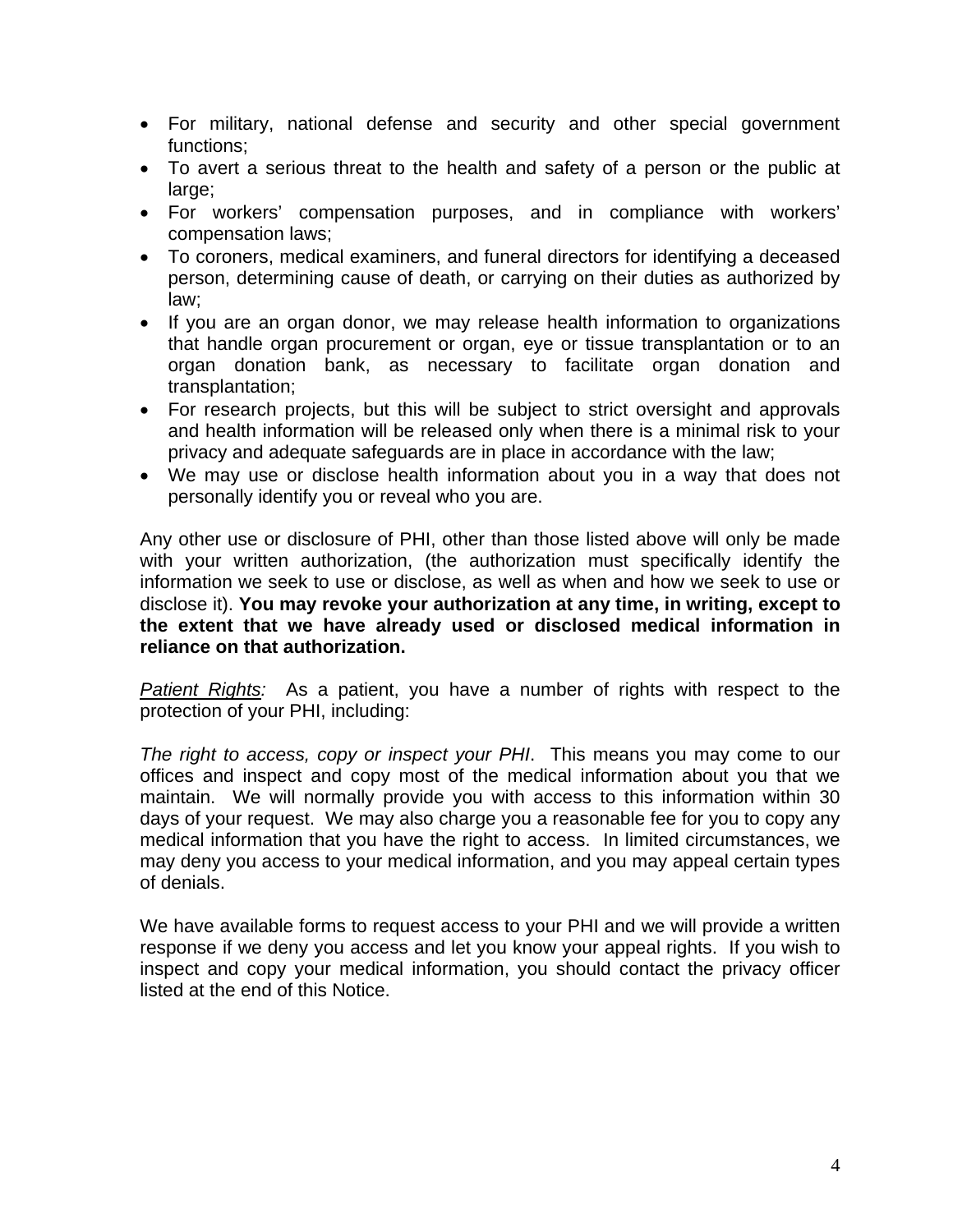- For military, national defense and security and other special government functions;
- To avert a serious threat to the health and safety of a person or the public at large;
- For workers' compensation purposes, and in compliance with workers' compensation laws;
- To coroners, medical examiners, and funeral directors for identifying a deceased person, determining cause of death, or carrying on their duties as authorized by law;
- If you are an organ donor, we may release health information to organizations that handle organ procurement or organ, eye or tissue transplantation or to an organ donation bank, as necessary to facilitate organ donation and transplantation;
- For research projects, but this will be subject to strict oversight and approvals and health information will be released only when there is a minimal risk to your privacy and adequate safeguards are in place in accordance with the law;
- We may use or disclose health information about you in a way that does not personally identify you or reveal who you are.

Any other use or disclosure of PHI, other than those listed above will only be made with your written authorization, (the authorization must specifically identify the information we seek to use or disclose, as well as when and how we seek to use or disclose it). **You may revoke your authorization at any time, in writing, except to the extent that we have already used or disclosed medical information in reliance on that authorization.**

*Patient Rights:* As a patient, you have a number of rights with respect to the protection of your PHI, including:

*The right to access, copy or inspect your PHI*. This means you may come to our offices and inspect and copy most of the medical information about you that we maintain. We will normally provide you with access to this information within 30 days of your request. We may also charge you a reasonable fee for you to copy any medical information that you have the right to access. In limited circumstances, we may deny you access to your medical information, and you may appeal certain types of denials.

We have available forms to request access to your PHI and we will provide a written response if we deny you access and let you know your appeal rights. If you wish to inspect and copy your medical information, you should contact the privacy officer listed at the end of this Notice.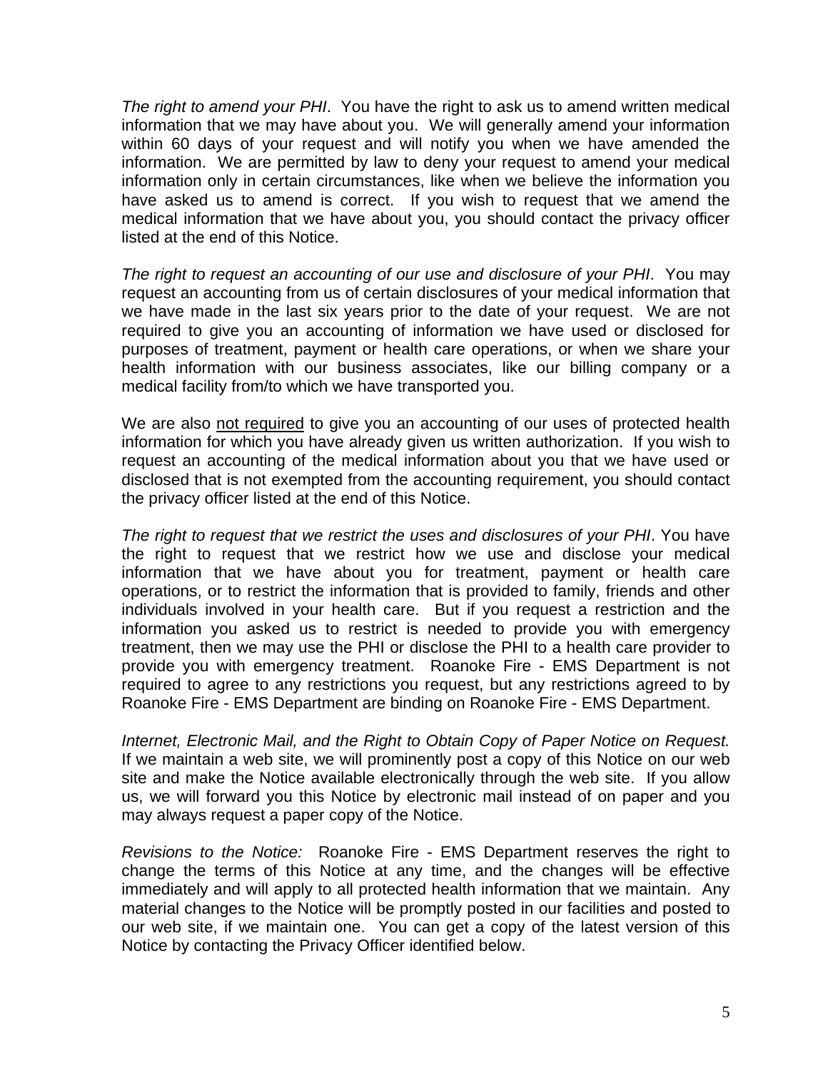*The right to amend your PHI*. You have the right to ask us to amend written medical information that we may have about you. We will generally amend your information within 60 days of your request and will notify you when we have amended the information. We are permitted by law to deny your request to amend your medical information only in certain circumstances, like when we believe the information you have asked us to amend is correct. If you wish to request that we amend the medical information that we have about you, you should contact the privacy officer listed at the end of this Notice.

*The right to request an accounting of our use and disclosure of your PHI*. You may request an accounting from us of certain disclosures of your medical information that we have made in the last six years prior to the date of your request. We are not required to give you an accounting of information we have used or disclosed for purposes of treatment, payment or health care operations, or when we share your health information with our business associates, like our billing company or a medical facility from/to which we have transported you.

We are also <u>not required</u> to give you an accounting of our uses of protected health information for which you have already given us written authorization. If you wish to request an accounting of the medical information about you that we have used or disclosed that is not exempted from the accounting requirement, you should contact the privacy officer listed at the end of this Notice.

*The right to request that we restrict the uses and disclosures of your PHI*. You have the right to request that we restrict how we use and disclose your medical information that we have about you for treatment, payment or health care operations, or to restrict the information that is provided to family, friends and other individuals involved in your health care. But if you request a restriction and the information you asked us to restrict is needed to provide you with emergency treatment, then we may use the PHI or disclose the PHI to a health care provider to provide you with emergency treatment. Roanoke Fire - EMS Department is not required to agree to any restrictions you request, but any restrictions agreed to by Roanoke Fire - EMS Department are binding on Roanoke Fire - EMS Department.

*Internet, Electronic Mail, and the Right to Obtain Copy of Paper Notice on Request.* If we maintain a web site, we will prominently post a copy of this Notice on our web site and make the Notice available electronically through the web site. If you allow us, we will forward you this Notice by electronic mail instead of on paper and you may always request a paper copy of the Notice.

*Revisions to the Notice:* Roanoke Fire - EMS Department reserves the right to change the terms of this Notice at any time, and the changes will be effective immediately and will apply to all protected health information that we maintain. Any material changes to the Notice will be promptly posted in our facilities and posted to our web site, if we maintain one. You can get a copy of the latest version of this Notice by contacting the Privacy Officer identified below.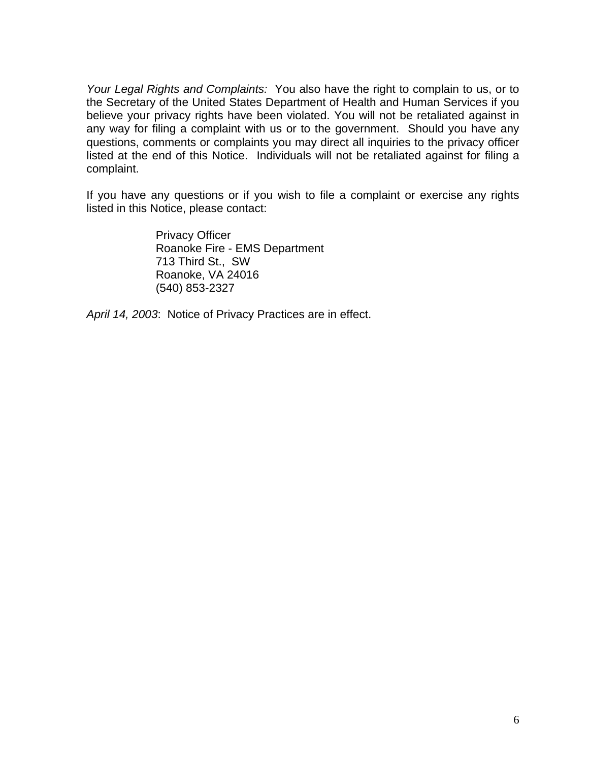*Your Legal Rights and Complaints:* You also have the right to complain to us, or to the Secretary of the United States Department of Health and Human Services if you believe your privacy rights have been violated. You will not be retaliated against in any way for filing a complaint with us or to the government. Should you have any questions, comments or complaints you may direct all inquiries to the privacy officer listed at the end of this Notice. Individuals will not be retaliated against for filing a complaint.

If you have any questions or if you wish to file a complaint or exercise any rights listed in this Notice, please contact:

> Privacy Officer
> Roanoke Fire - EMS Department
> 713 Third St., SW
> Roanoke, VA 24016
> (540) 853-2327

*April 14, 2003*: Notice of Privacy Practices are in effect.